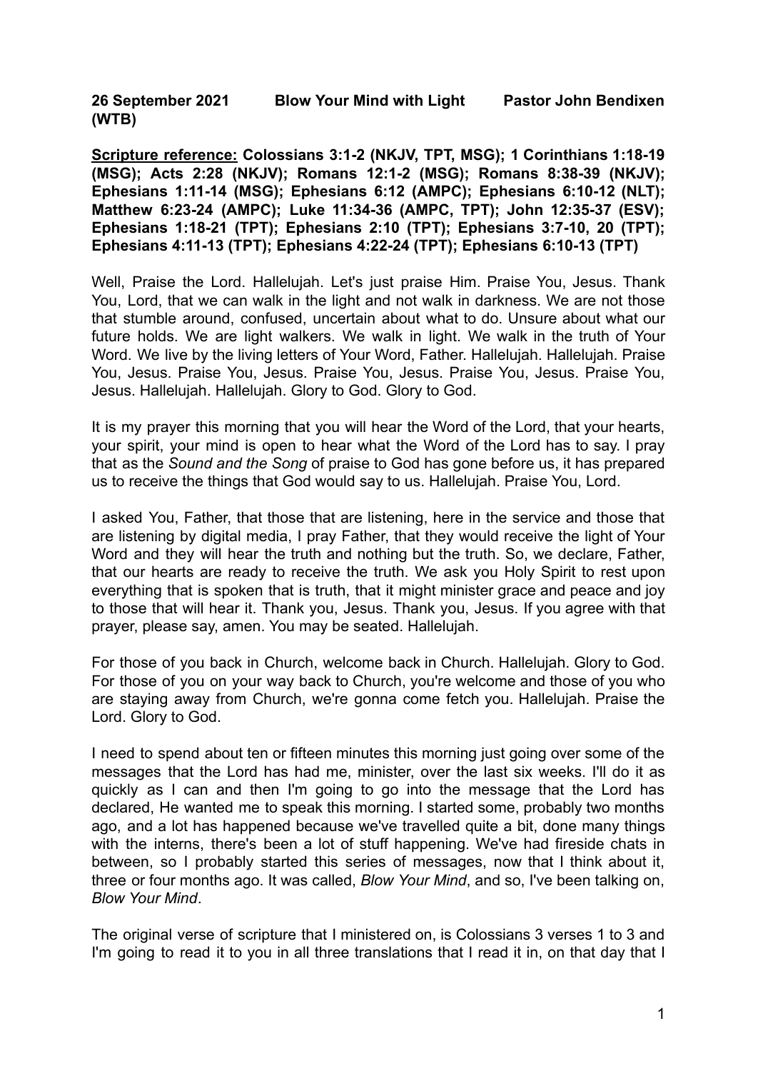**26 September 2021 Blow Your Mind with Light Pastor John Bendixen (WTB)**

**<u>Scripture reference:</u> Colossians 3:1-2 (NKJV, TPT, MSG); 1 Corinthians 1:18-19 (MSG); Acts 2:28 (NKJV); Romans 12:1-2 (MSG); Romans 8:38-39 (NKJV); Ephesians 1:11-14 (MSG); Ephesians 6:12 (AMPC); Ephesians 6:10-12 (NLT); Matthew 6:23-24 (AMPC); Luke 11:34-36 (AMPC, TPT); John 12:35-37 (ESV); Ephesians 1:18-21 (TPT); Ephesians 2:10 (TPT); Ephesians 3:7-10, 20 (TPT); Ephesians 4:11-13 (TPT); Ephesians 4:22-24 (TPT); Ephesians 6:10-13 (TPT)**

Well, Praise the Lord. Hallelujah. Let's just praise Him. Praise You, Jesus. Thank You, Lord, that we can walk in the light and not walk in darkness. We are not those that stumble around, confused, uncertain about what to do. Unsure about what our future holds. We are light walkers. We walk in light. We walk in the truth of Your Word. We live by the living letters of Your Word, Father. Hallelujah. Hallelujah. Praise You, Jesus. Praise You, Jesus. Praise You, Jesus. Praise You, Jesus. Praise You, Jesus. Hallelujah. Hallelujah. Glory to God. Glory to God.

It is my prayer this morning that you will hear the Word of the Lord, that your hearts, your spirit, your mind is open to hear what the Word of the Lord has to say. I pray that as the *Sound and the Song* of praise to God has gone before us, it has prepared us to receive the things that God would say to us. Hallelujah. Praise You, Lord.

I asked You, Father, that those that are listening, here in the service and those that are listening by digital media, I pray Father, that they would receive the light of Your Word and they will hear the truth and nothing but the truth. So, we declare, Father, that our hearts are ready to receive the truth. We ask you Holy Spirit to rest upon everything that is spoken that is truth, that it might minister grace and peace and joy to those that will hear it. Thank you, Jesus. Thank you, Jesus. If you agree with that prayer, please say, amen. You may be seated. Hallelujah.

For those of you back in Church, welcome back in Church. Hallelujah. Glory to God. For those of you on your way back to Church, you're welcome and those of you who are staying away from Church, we're gonna come fetch you. Hallelujah. Praise the Lord. Glory to God.

I need to spend about ten or fifteen minutes this morning just going over some of the messages that the Lord has had me, minister, over the last six weeks. I'll do it as quickly as I can and then I'm going to go into the message that the Lord has declared, He wanted me to speak this morning. I started some, probably two months ago, and a lot has happened because we've travelled quite a bit, done many things with the interns, there's been a lot of stuff happening. We've had fireside chats in between, so I probably started this series of messages, now that I think about it, three or four months ago. It was called, *Blow Your Mind*, and so, I've been talking on, *Blow Your Mind*.

The original verse of scripture that I ministered on, is Colossians 3 verses 1 to 3 and I'm going to read it to you in all three translations that I read it in, on that day that I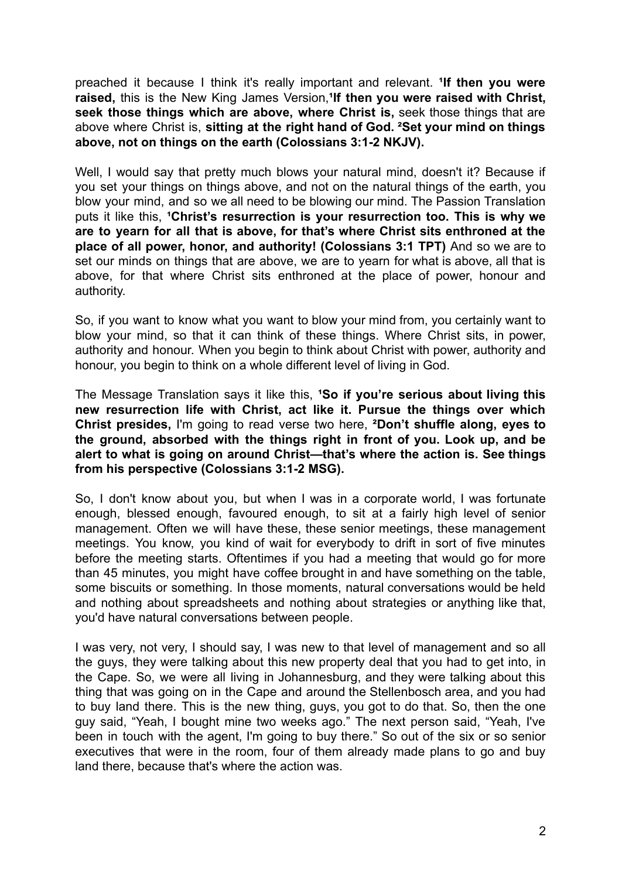preached it because I think it's really important and relevant. [1]**If then you were raised,** this is the New King James Version,[1]**If then you were raised with Christ, seek those things which are above, where Christ is,** seek those things that are above where Christ is, **sitting at the right hand of God.** [2]**Set your mind on things above, not on things on the earth (Colossians 3:1-2 NKJV).**

Well, I would say that pretty much blows your natural mind, doesn't it? Because if you set your things on things above, and not on the natural things of the earth, you blow your mind, and so we all need to be blowing our mind. The Passion Translation puts it like this, [1]**Christ's resurrection is your resurrection too. This is why we are to yearn for all that is above, for that's where Christ sits enthroned at the place of all power, honor, and authority! (Colossians 3:1 TPT)** And so we are to set our minds on things that are above, we are to yearn for what is above, all that is above, for that where Christ sits enthroned at the place of power, honour and authority.

So, if you want to know what you want to blow your mind from, you certainly want to blow your mind, so that it can think of these things. Where Christ sits, in power, authority and honour. When you begin to think about Christ with power, authority and honour, you begin to think on a whole different level of living in God.

The Message Translation says it like this, [1]**So if you're serious about living this new resurrection life with Christ, act like it. Pursue the things over which Christ presides,** I'm going to read verse two here, [2]**Don't shuffle along, eyes to the ground, absorbed with the things right in front of you. Look up, and be alert to what is going on around Christ—that's where the action is. See things from his perspective (Colossians 3:1-2 MSG).**

So, I don't know about you, but when I was in a corporate world, I was fortunate enough, blessed enough, favoured enough, to sit at a fairly high level of senior management. Often we will have these, these senior meetings, these management meetings. You know, you kind of wait for everybody to drift in sort of five minutes before the meeting starts. Oftentimes if you had a meeting that would go for more than 45 minutes, you might have coffee brought in and have something on the table, some biscuits or something. In those moments, natural conversations would be held and nothing about spreadsheets and nothing about strategies or anything like that, you'd have natural conversations between people.

I was very, not very, I should say, I was new to that level of management and so all the guys, they were talking about this new property deal that you had to get into, in the Cape. So, we were all living in Johannesburg, and they were talking about this thing that was going on in the Cape and around the Stellenbosch area, and you had to buy land there. This is the new thing, guys, you got to do that. So, then the one guy said, "Yeah, I bought mine two weeks ago." The next person said, "Yeah, I've been in touch with the agent, I'm going to buy there." So out of the six or so senior executives that were in the room, four of them already made plans to go and buy land there, because that's where the action was.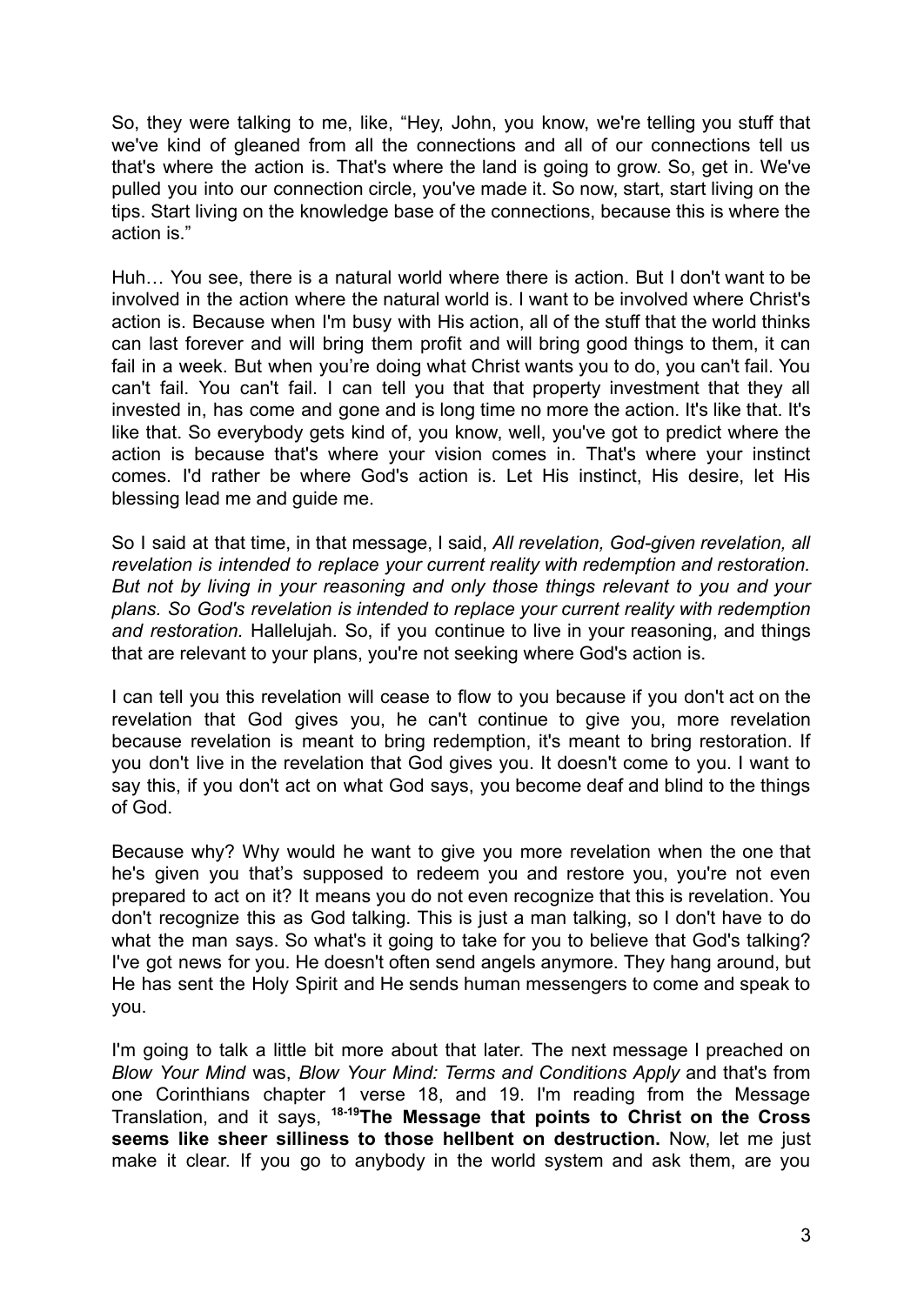So, they were talking to me, like, "Hey, John, you know, we're telling you stuff that we've kind of gleaned from all the connections and all of our connections tell us that's where the action is. That's where the land is going to grow. So, get in. We've pulled you into our connection circle, you've made it. So now, start, start living on the tips. Start living on the knowledge base of the connections, because this is where the action is."

Huh… You see, there is a natural world where there is action. But I don't want to be involved in the action where the natural world is. I want to be involved where Christ's action is. Because when I'm busy with His action, all of the stuff that the world thinks can last forever and will bring them profit and will bring good things to them, it can fail in a week. But when you're doing what Christ wants you to do, you can't fail. You can't fail. You can't fail. I can tell you that that property investment that they all invested in, has come and gone and is long time no more the action. It's like that. It's like that. So everybody gets kind of, you know, well, you've got to predict where the action is because that's where your vision comes in. That's where your instinct comes. I'd rather be where God's action is. Let His instinct, His desire, let His blessing lead me and guide me.

So I said at that time, in that message, I said, *All revelation, God-given revelation, all revelation is intended to replace your current reality with redemption and restoration. But not by living in your reasoning and only those things relevant to you and your plans. So God's revelation is intended to replace your current reality with redemption and restoration.* Hallelujah. So, if you continue to live in your reasoning, and things that are relevant to your plans, you're not seeking where God's action is.

I can tell you this revelation will cease to flow to you because if you don't act on the revelation that God gives you, he can't continue to give you, more revelation because revelation is meant to bring redemption, it's meant to bring restoration. If you don't live in the revelation that God gives you. It doesn't come to you. I want to say this, if you don't act on what God says, you become deaf and blind to the things of God.

Because why? Why would he want to give you more revelation when the one that he's given you that's supposed to redeem you and restore you, you're not even prepared to act on it? It means you do not even recognize that this is revelation. You don't recognize this as God talking. This is just a man talking, so I don't have to do what the man says. So what's it going to take for you to believe that God's talking? I've got news for you. He doesn't often send angels anymore. They hang around, but He has sent the Holy Spirit and He sends human messengers to come and speak to you.

I'm going to talk a little bit more about that later. The next message I preached on *Blow Your Mind* was, *Blow Your Mind: Terms and Conditions Apply* and that's from one Corinthians chapter 1 verse 18, and 19. I'm reading from the Message Translation, and it says, **[18-19]The Message that points to Christ on the Cross seems like sheer silliness to those hellbent on destruction.** Now, let me just make it clear. If you go to anybody in the world system and ask them, are you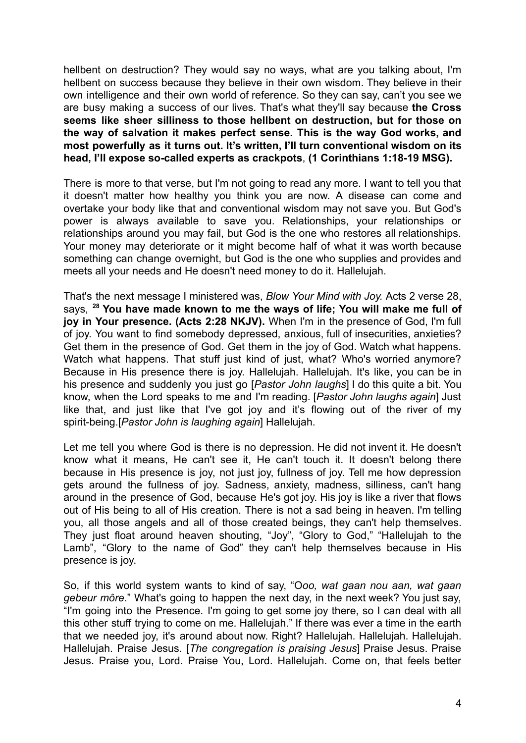hellbent on destruction? They would say no ways, what are you talking about, I'm hellbent on success because they believe in their own wisdom. They believe in their own intelligence and their own world of reference. So they can say, can't you see we are busy making a success of our lives. That's what they'll say because **the Cross seems like sheer silliness to those hellbent on destruction, but for those on the way of salvation it makes perfect sense. This is the way God works, and most powerfully as it turns out. It's written, I'll turn conventional wisdom on its head, I'll expose so-called experts as crackpots**, **(1 Corinthians 1:18-19 MSG).**

There is more to that verse, but I'm not going to read any more. I want to tell you that it doesn't matter how healthy you think you are now. A disease can come and overtake your body like that and conventional wisdom may not save you. But God's power is always available to save you. Relationships, your relationships or relationships around you may fail, but God is the one who restores all relationships. Your money may deteriorate or it might become half of what it was worth because something can change overnight, but God is the one who supplies and provides and meets all your needs and He doesn't need money to do it. Hallelujah.

That's the next message I ministered was, *Blow Your Mind with Joy.* Acts 2 verse 28, says, **[28] You have made known to me the ways of life; You will make me full of joy in Your presence. (Acts 2:28 NKJV).** When I'm in the presence of God, I'm full of joy. You want to find somebody depressed, anxious, full of insecurities, anxieties? Get them in the presence of God. Get them in the joy of God. Watch what happens. Watch what happens. That stuff just kind of just, what? Who's worried anymore? Because in His presence there is joy. Hallelujah. Hallelujah. It's like, you can be in his presence and suddenly you just go [*Pastor John laughs*] I do this quite a bit. You know, when the Lord speaks to me and I'm reading. [*Pastor John laughs again*] Just like that, and just like that I've got joy and it's flowing out of the river of my spirit-being.[*Pastor John is laughing again*] Hallelujah.

Let me tell you where God is there is no depression. He did not invent it. He doesn't know what it means, He can't see it, He can't touch it. It doesn't belong there because in His presence is joy, not just joy, fullness of joy. Tell me how depression gets around the fullness of joy. Sadness, anxiety, madness, silliness, can't hang around in the presence of God, because He's got joy. His joy is like a river that flows out of His being to all of His creation. There is not a sad being in heaven. I'm telling you, all those angels and all of those created beings, they can't help themselves. They just float around heaven shouting, "Joy", "Glory to God," "Hallelujah to the Lamb", "Glory to the name of God" they can't help themselves because in His presence is joy.

So, if this world system wants to kind of say, "O*oo, wat gaan nou aan, wat gaan gebeur môre*." What's going to happen the next day, in the next week? You just say, "I'm going into the Presence. I'm going to get some joy there, so I can deal with all this other stuff trying to come on me. Hallelujah." If there was ever a time in the earth that we needed joy, it's around about now. Right? Hallelujah. Hallelujah. Hallelujah. Hallelujah. Praise Jesus. [*The congregation is praising Jesus*] Praise Jesus. Praise Jesus. Praise you, Lord. Praise You, Lord. Hallelujah. Come on, that feels better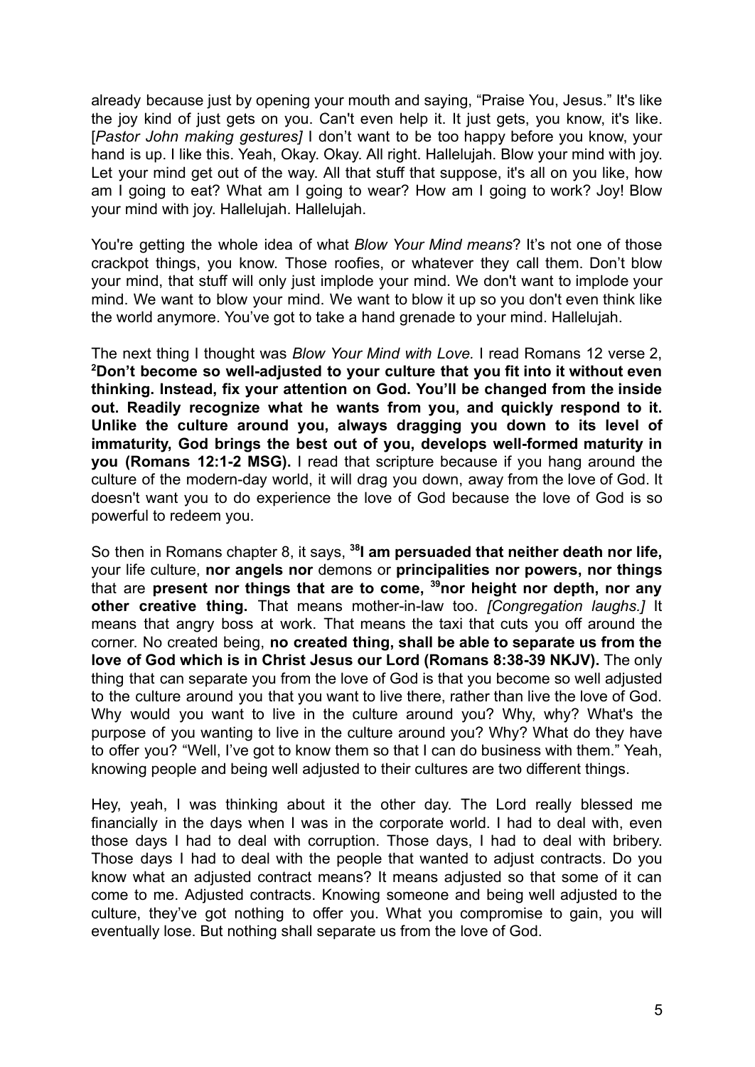already because just by opening your mouth and saying, "Praise You, Jesus." It's like the joy kind of just gets on you. Can't even help it. It just gets, you know, it's like. [*Pastor John making gestures]* I don't want to be too happy before you know, your hand is up. I like this. Yeah, Okay. Okay. All right. Hallelujah. Blow your mind with joy. Let your mind get out of the way. All that stuff that suppose, it's all on you like, how am I going to eat? What am I going to wear? How am I going to work? Joy! Blow your mind with joy. Hallelujah. Hallelujah.

You're getting the whole idea of what *Blow Your Mind means*? It's not one of those crackpot things, you know. Those roofies, or whatever they call them. Don't blow your mind, that stuff will only just implode your mind. We don't want to implode your mind. We want to blow your mind. We want to blow it up so you don't even think like the world anymore. You've got to take a hand grenade to your mind. Hallelujah.

The next thing I thought was *Blow Your Mind with Love.* I read Romans 12 verse 2, **[2]Don't become so well-adjusted to your culture that you fit into it without even thinking. Instead, fix your attention on God. You'll be changed from the inside out. Readily recognize what he wants from you, and quickly respond to it. Unlike the culture around you, always dragging you down to its level of immaturity, God brings the best out of you, develops well-formed maturity in you (Romans 12:1-2 MSG).** I read that scripture because if you hang around the culture of the modern-day world, it will drag you down, away from the love of God. It doesn't want you to do experience the love of God because the love of God is so powerful to redeem you.

So then in Romans chapter 8, it says, **[38]I am persuaded that neither death nor life,** your life culture, **nor angels nor** demons or **principalities nor powers, nor things** that are **present nor things that are to come, [39]nor height nor depth, nor any other creative thing.** That means mother-in-law too. *[Congregation laughs.]* It means that angry boss at work. That means the taxi that cuts you off around the corner. No created being, **no created thing, shall be able to separate us from the love of God which is in Christ Jesus our Lord (Romans 8:38-39 NKJV).** The only thing that can separate you from the love of God is that you become so well adjusted to the culture around you that you want to live there, rather than live the love of God. Why would you want to live in the culture around you? Why, why? What's the purpose of you wanting to live in the culture around you? Why? What do they have to offer you? "Well, I've got to know them so that I can do business with them." Yeah, knowing people and being well adjusted to their cultures are two different things.

Hey, yeah, I was thinking about it the other day. The Lord really blessed me financially in the days when I was in the corporate world. I had to deal with, even those days I had to deal with corruption. Those days, I had to deal with bribery. Those days I had to deal with the people that wanted to adjust contracts. Do you know what an adjusted contract means? It means adjusted so that some of it can come to me. Adjusted contracts. Knowing someone and being well adjusted to the culture, they've got nothing to offer you. What you compromise to gain, you will eventually lose. But nothing shall separate us from the love of God.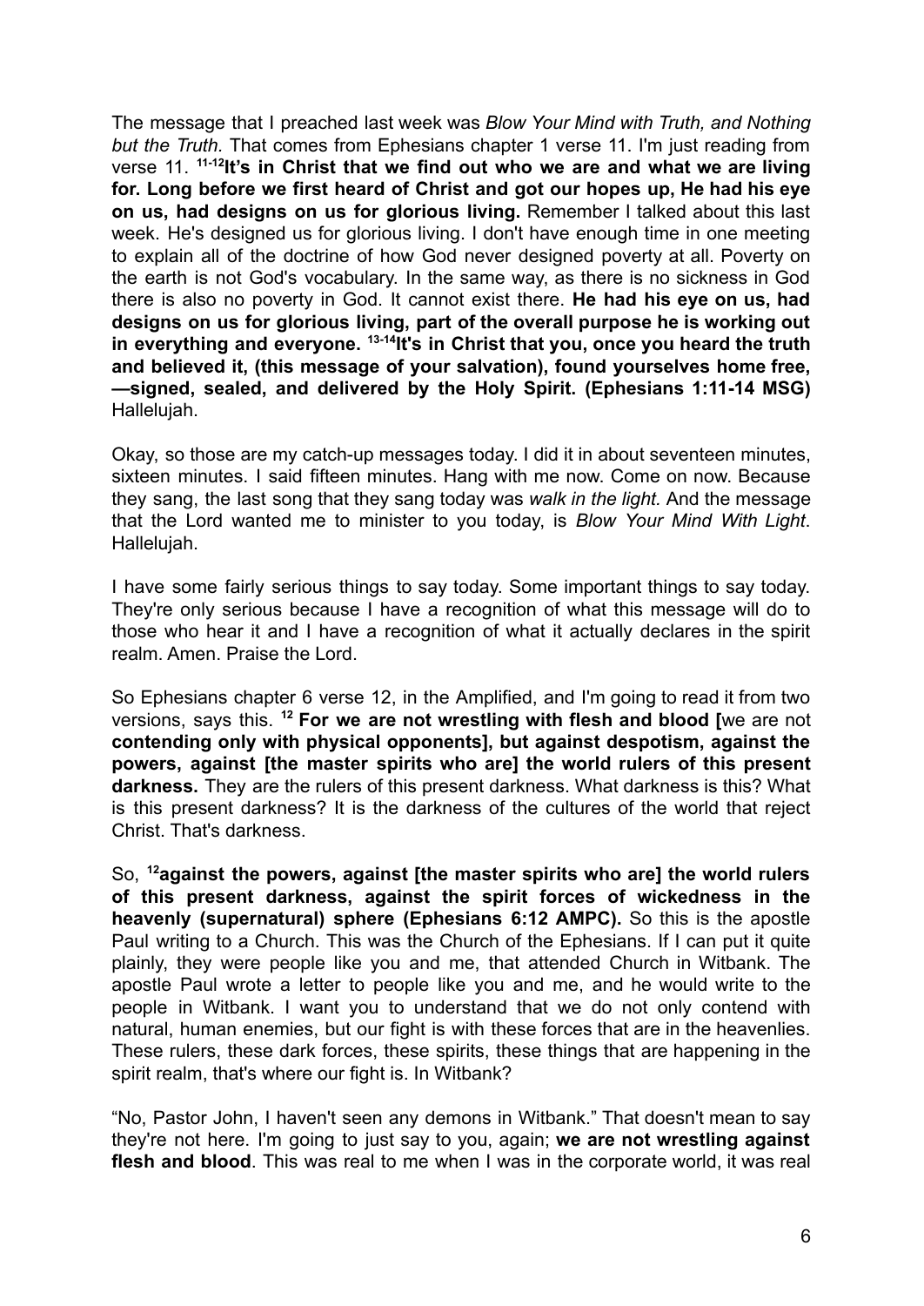The message that I preached last week was *Blow Your Mind with Truth, and Nothing but the Truth.* That comes from Ephesians chapter 1 verse 11. I'm just reading from verse 11. [11-12]**It's in Christ that we find out who we are and what we are living for. Long before we first heard of Christ and got our hopes up, He had his eye on us, had designs on us for glorious living.** Remember I talked about this last week. He's designed us for glorious living. I don't have enough time in one meeting to explain all of the doctrine of how God never designed poverty at all. Poverty on the earth is not God's vocabulary. In the same way, as there is no sickness in God there is also no poverty in God. It cannot exist there. **He had his eye on us, had designs on us for glorious living, part of the overall purpose he is working out in everything and everyone.** [13-14]**It's in Christ that you, once you heard the truth and believed it, (this message of your salvation), found yourselves home free, —signed, sealed, and delivered by the Holy Spirit. (Ephesians 1:11-14 MSG)** Hallelujah.

Okay, so those are my catch-up messages today. I did it in about seventeen minutes, sixteen minutes. I said fifteen minutes. Hang with me now. Come on now. Because they sang, the last song that they sang today was *walk in the light.* And the message that the Lord wanted me to minister to you today, is *Blow Your Mind With Light*. Hallelujah.

I have some fairly serious things to say today. Some important things to say today. They're only serious because I have a recognition of what this message will do to those who hear it and I have a recognition of what it actually declares in the spirit realm. Amen. Praise the Lord.

So Ephesians chapter 6 verse 12, in the Amplified, and I'm going to read it from two versions, says this. [12] **For we are not wrestling with flesh and blood [**we are not **contending only with physical opponents], but against despotism, against the powers, against [the master spirits who are] the world rulers of this present darkness.** They are the rulers of this present darkness. What darkness is this? What is this present darkness? It is the darkness of the cultures of the world that reject Christ. That's darkness.

So, [12]**against the powers, against [the master spirits who are] the world rulers of this present darkness, against the spirit forces of wickedness in the heavenly (supernatural) sphere (Ephesians 6:12 AMPC).** So this is the apostle Paul writing to a Church. This was the Church of the Ephesians. If I can put it quite plainly, they were people like you and me, that attended Church in Witbank. The apostle Paul wrote a letter to people like you and me, and he would write to the people in Witbank. I want you to understand that we do not only contend with natural, human enemies, but our fight is with these forces that are in the heavenlies. These rulers, these dark forces, these spirits, these things that are happening in the spirit realm, that's where our fight is. In Witbank?

"No, Pastor John, I haven't seen any demons in Witbank." That doesn't mean to say they're not here. I'm going to just say to you, again; **we are not wrestling against flesh and blood**. This was real to me when I was in the corporate world, it was real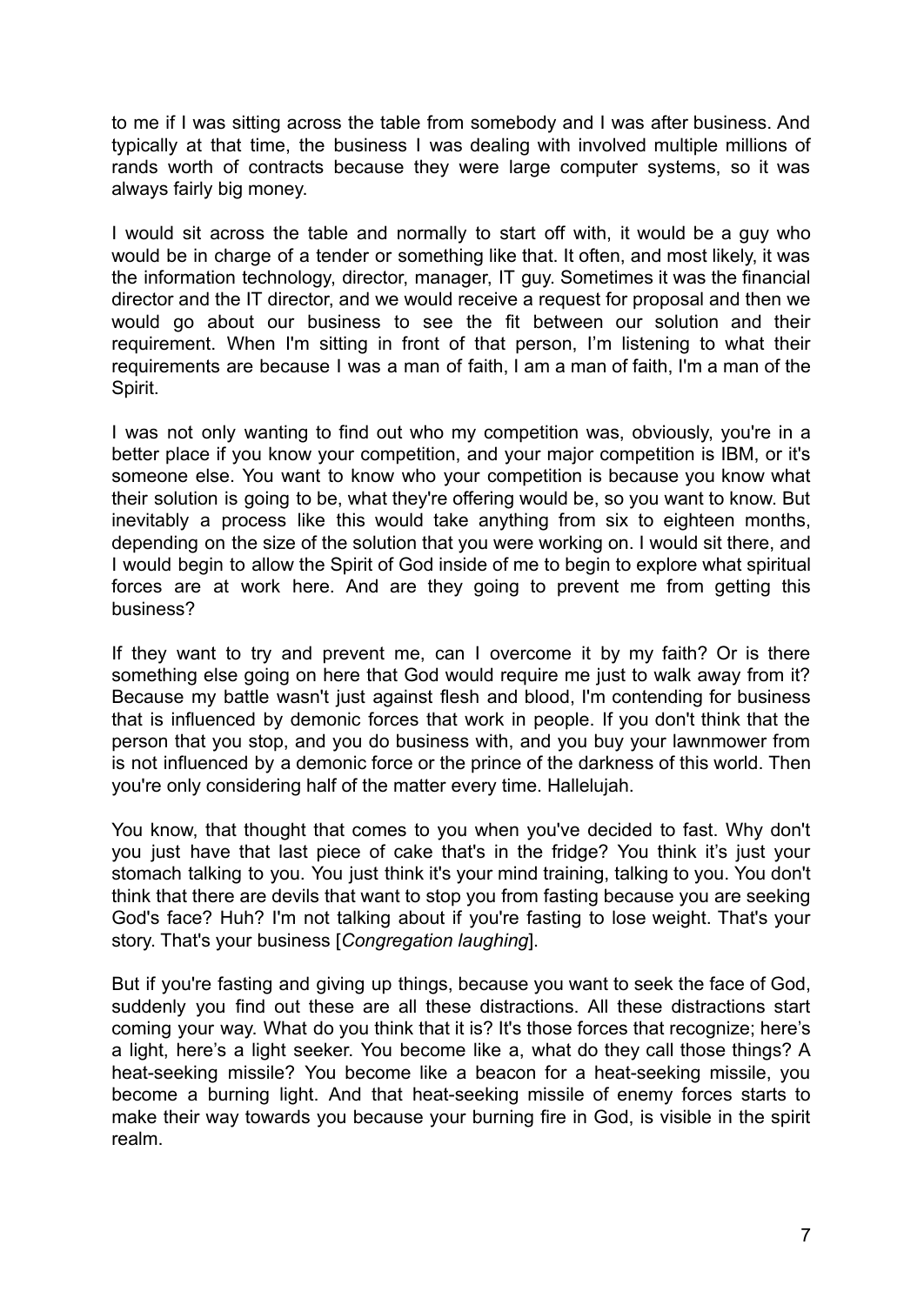to me if I was sitting across the table from somebody and I was after business. And typically at that time, the business I was dealing with involved multiple millions of rands worth of contracts because they were large computer systems, so it was always fairly big money.

I would sit across the table and normally to start off with, it would be a guy who would be in charge of a tender or something like that. It often, and most likely, it was the information technology, director, manager, IT guy. Sometimes it was the financial director and the IT director, and we would receive a request for proposal and then we would go about our business to see the fit between our solution and their requirement. When I'm sitting in front of that person, I'm listening to what their requirements are because I was a man of faith, I am a man of faith, I'm a man of the Spirit.

I was not only wanting to find out who my competition was, obviously, you're in a better place if you know your competition, and your major competition is IBM, or it's someone else. You want to know who your competition is because you know what their solution is going to be, what they're offering would be, so you want to know. But inevitably a process like this would take anything from six to eighteen months, depending on the size of the solution that you were working on. I would sit there, and I would begin to allow the Spirit of God inside of me to begin to explore what spiritual forces are at work here. And are they going to prevent me from getting this business?

If they want to try and prevent me, can I overcome it by my faith? Or is there something else going on here that God would require me just to walk away from it? Because my battle wasn't just against flesh and blood, I'm contending for business that is influenced by demonic forces that work in people. If you don't think that the person that you stop, and you do business with, and you buy your lawnmower from is not influenced by a demonic force or the prince of the darkness of this world. Then you're only considering half of the matter every time. Hallelujah.

You know, that thought that comes to you when you've decided to fast. Why don't you just have that last piece of cake that's in the fridge? You think it's just your stomach talking to you. You just think it's your mind training, talking to you. You don't think that there are devils that want to stop you from fasting because you are seeking God's face? Huh? I'm not talking about if you're fasting to lose weight. That's your story. That's your business [*Congregation laughing*].

But if you're fasting and giving up things, because you want to seek the face of God, suddenly you find out these are all these distractions. All these distractions start coming your way. What do you think that it is? It's those forces that recognize; here's a light, here's a light seeker. You become like a, what do they call those things? A heat-seeking missile? You become like a beacon for a heat-seeking missile, you become a burning light. And that heat-seeking missile of enemy forces starts to make their way towards you because your burning fire in God, is visible in the spirit realm.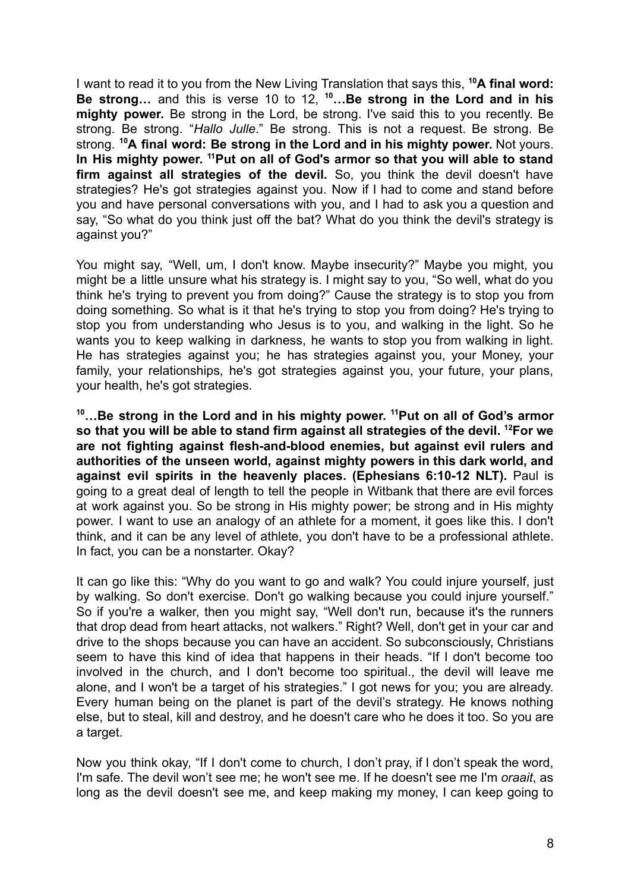I want to read it to you from the New Living Translation that says this, **[10]A final word: Be strong…** and this is verse 10 to 12, **[10]…Be strong in the Lord and in his mighty power.** Be strong in the Lord, be strong. I've said this to you recently. Be strong. Be strong. "*Hallo Julle*." Be strong. This is not a request. Be strong. Be strong. **[10]A final word: Be strong in the Lord and in his mighty power.** Not yours. **In His mighty power. [11]Put on all of God's armor so that you will able to stand firm against all strategies of the devil.** So, you think the devil doesn't have strategies? He's got strategies against you. Now if I had to come and stand before you and have personal conversations with you, and I had to ask you a question and say, "So what do you think just off the bat? What do you think the devil's strategy is against you?"

You might say, "Well, um, I don't know. Maybe insecurity?" Maybe you might, you might be a little unsure what his strategy is. I might say to you, "So well, what do you think he's trying to prevent you from doing?" Cause the strategy is to stop you from doing something. So what is it that he's trying to stop you from doing? He's trying to stop you from understanding who Jesus is to you, and walking in the light. So he wants you to keep walking in darkness, he wants to stop you from walking in light. He has strategies against you; he has strategies against you, your Money, your family, your relationships, he's got strategies against you, your future, your plans, your health, he's got strategies.

**[10]…Be strong in the Lord and in his mighty power. [11]Put on all of God's armor so that you will be able to stand firm against all strategies of the devil. [12]For we are not fighting against flesh-and-blood enemies, but against evil rulers and authorities of the unseen world, against mighty powers in this dark world, and against evil spirits in the heavenly places. (Ephesians 6:10-12 NLT).** Paul is going to a great deal of length to tell the people in Witbank that there are evil forces at work against you. So be strong in His mighty power; be strong and in His mighty power. I want to use an analogy of an athlete for a moment, it goes like this. I don't think, and it can be any level of athlete, you don't have to be a professional athlete. In fact, you can be a nonstarter. Okay?

It can go like this: "Why do you want to go and walk? You could injure yourself, just by walking. So don't exercise. Don't go walking because you could injure yourself." So if you're a walker, then you might say, "Well don't run, because it's the runners that drop dead from heart attacks, not walkers." Right? Well, don't get in your car and drive to the shops because you can have an accident. So subconsciously, Christians seem to have this kind of idea that happens in their heads. "If I don't become too involved in the church, and I don't become too spiritual., the devil will leave me alone, and I won't be a target of his strategies." I got news for you; you are already. Every human being on the planet is part of the devil's strategy. He knows nothing else, but to steal, kill and destroy, and he doesn't care who he does it too. So you are a target.

Now you think okay, "If I don't come to church, I don't pray, if I don't speak the word, I'm safe. The devil won't see me; he won't see me. If he doesn't see me I'm *oraait*, as long as the devil doesn't see me, and keep making my money, I can keep going to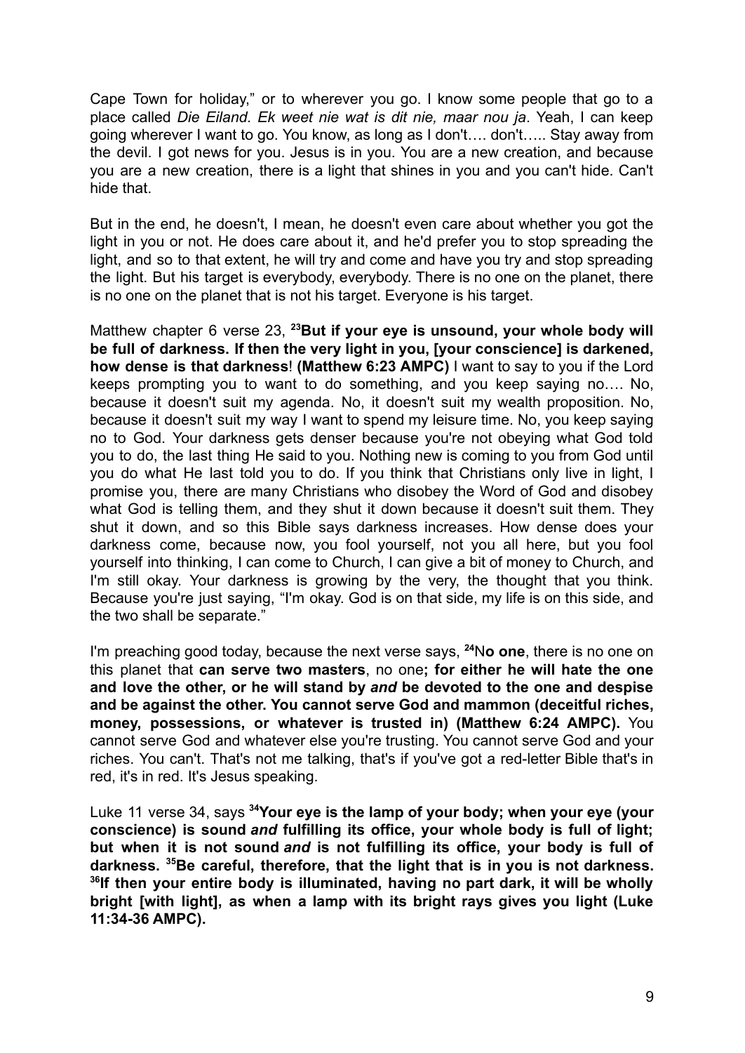Cape Town for holiday," or to wherever you go. I know some people that go to a place called *Die Eiland*. *Ek weet nie wat is dit nie, maar nou ja*. Yeah, I can keep going wherever I want to go. You know, as long as I don't…. don't….. Stay away from the devil. I got news for you. Jesus is in you. You are a new creation, and because you are a new creation, there is a light that shines in you and you can't hide. Can't hide that.

But in the end, he doesn't, I mean, he doesn't even care about whether you got the light in you or not. He does care about it, and he'd prefer you to stop spreading the light, and so to that extent, he will try and come and have you try and stop spreading the light. But his target is everybody, everybody. There is no one on the planet, there is no one on the planet that is not his target. Everyone is his target.

Matthew chapter 6 verse 23, **[23]But if your eye is unsound, your whole body will be full of darkness. If then the very light in you, [your conscience] is darkened, how dense is that darkness**! **(Matthew 6:23 AMPC)** I want to say to you if the Lord keeps prompting you to want to do something, and you keep saying no…. No, because it doesn't suit my agenda. No, it doesn't suit my wealth proposition. No, because it doesn't suit my way I want to spend my leisure time. No, you keep saying no to God. Your darkness gets denser because you're not obeying what God told you to do, the last thing He said to you. Nothing new is coming to you from God until you do what He last told you to do. If you think that Christians only live in light, I promise you, there are many Christians who disobey the Word of God and disobey what God is telling them, and they shut it down because it doesn't suit them. They shut it down, and so this Bible says darkness increases. How dense does your darkness come, because now, you fool yourself, not you all here, but you fool yourself into thinking, I can come to Church, I can give a bit of money to Church, and I'm still okay. Your darkness is growing by the very, the thought that you think. Because you're just saying, "I'm okay. God is on that side, my life is on this side, and the two shall be separate."

I'm preaching good today, because the next verse says, **[24]No one**, there is no one on this planet that **can serve two masters**, no one**; for either he will hate the one and love the other, or he will stand by *and* be devoted to the one and despise and be against the other. You cannot serve God and mammon (deceitful riches, money, possessions, or whatever is trusted in) (Matthew 6:24 AMPC).** You cannot serve God and whatever else you're trusting. You cannot serve God and your riches. You can't. That's not me talking, that's if you've got a red-letter Bible that's in red, it's in red. It's Jesus speaking.

Luke 11 verse 34, says **[34]Your eye is the lamp of your body; when your eye (your conscience) is sound *and* fulfilling its office, your whole body is full of light; but when it is not sound *and* is not fulfilling its office, your body is full of darkness. [35]Be careful, therefore, that the light that is in you is not darkness. [36]If then your entire body is illuminated, having no part dark, it will be wholly bright [with light], as when a lamp with its bright rays gives you light (Luke 11:34-36 AMPC).**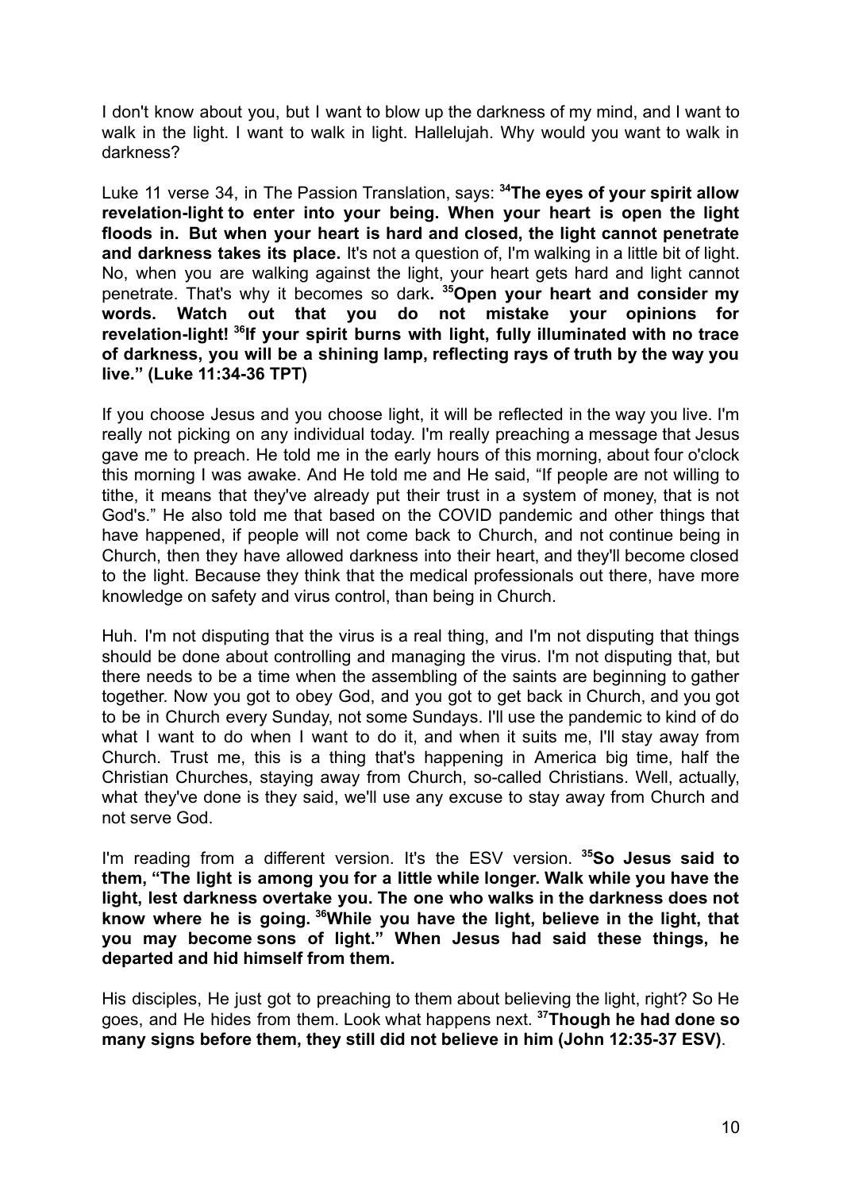I don't know about you, but I want to blow up the darkness of my mind, and I want to walk in the light. I want to walk in light. Hallelujah. Why would you want to walk in darkness?

Luke 11 verse 34, in The Passion Translation, says: **[34]The eyes of your spirit allow revelation-light to enter into your being. When your heart is open the light floods in. But when your heart is hard and closed, the light cannot penetrate and darkness takes its place.** It's not a question of, I'm walking in a little bit of light. No, when you are walking against the light, your heart gets hard and light cannot penetrate. That's why it becomes so dark**. [35]Open your heart and consider my words. Watch out that you do not mistake your opinions for revelation-light! [36]If your spirit burns with light, fully illuminated with no trace of darkness, you will be a shining lamp, reflecting rays of truth by the way you live." (Luke 11:34-36 TPT)**

If you choose Jesus and you choose light, it will be reflected in the way you live. I'm really not picking on any individual today. I'm really preaching a message that Jesus gave me to preach. He told me in the early hours of this morning, about four o'clock this morning I was awake. And He told me and He said, "If people are not willing to tithe, it means that they've already put their trust in a system of money, that is not God's." He also told me that based on the COVID pandemic and other things that have happened, if people will not come back to Church, and not continue being in Church, then they have allowed darkness into their heart, and they'll become closed to the light. Because they think that the medical professionals out there, have more knowledge on safety and virus control, than being in Church.

Huh. I'm not disputing that the virus is a real thing, and I'm not disputing that things should be done about controlling and managing the virus. I'm not disputing that, but there needs to be a time when the assembling of the saints are beginning to gather together. Now you got to obey God, and you got to get back in Church, and you got to be in Church every Sunday, not some Sundays. I'll use the pandemic to kind of do what I want to do when I want to do it, and when it suits me, I'll stay away from Church. Trust me, this is a thing that's happening in America big time, half the Christian Churches, staying away from Church, so-called Christians. Well, actually, what they've done is they said, we'll use any excuse to stay away from Church and not serve God.

I'm reading from a different version. It's the ESV version. **[35]So Jesus said to them, "The light is among you for a little while longer. Walk while you have the light, lest darkness overtake you. The one who walks in the darkness does not know where he is going. [36]While you have the light, believe in the light, that you may become sons of light." When Jesus had said these things, he departed and hid himself from them.**

His disciples, He just got to preaching to them about believing the light, right? So He goes, and He hides from them. Look what happens next. **[37]Though he had done so many signs before them, they still did not believe in him (John 12:35-37 ESV)**.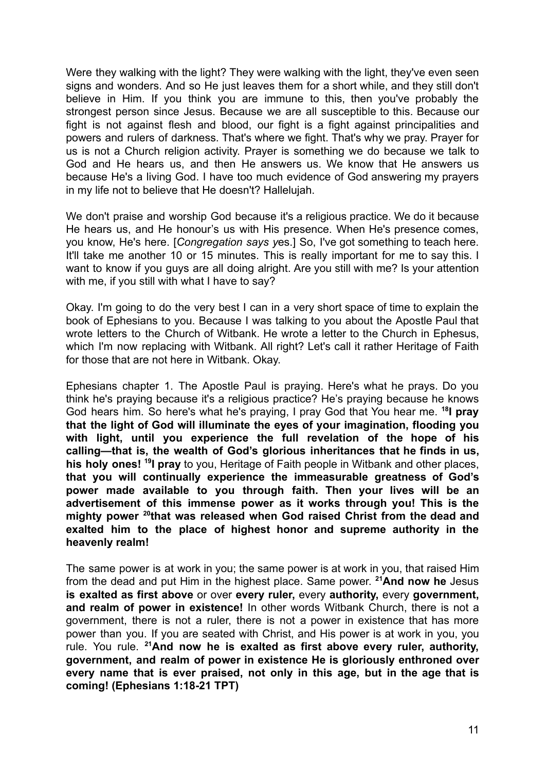Were they walking with the light? They were walking with the light, they've even seen signs and wonders. And so He just leaves them for a short while, and they still don't believe in Him. If you think you are immune to this, then you've probably the strongest person since Jesus. Because we are all susceptible to this. Because our fight is not against flesh and blood, our fight is a fight against principalities and powers and rulers of darkness. That's where we fight. That's why we pray. Prayer for us is not a Church religion activity. Prayer is something we do because we talk to God and He hears us, and then He answers us. We know that He answers us because He's a living God. I have too much evidence of God answering my prayers in my life not to believe that He doesn't? Hallelujah.

We don't praise and worship God because it's a religious practice. We do it because He hears us, and He honour's us with His presence. When He's presence comes, you know, He's here. [*Congregation says y*es.] So, I've got something to teach here. It'll take me another 10 or 15 minutes. This is really important for me to say this. I want to know if you guys are all doing alright. Are you still with me? Is your attention with me, if you still with what I have to say?

Okay. I'm going to do the very best I can in a very short space of time to explain the book of Ephesians to you. Because I was talking to you about the Apostle Paul that wrote letters to the Church of Witbank. He wrote a letter to the Church in Ephesus, which I'm now replacing with Witbank. All right? Let's call it rather Heritage of Faith for those that are not here in Witbank. Okay.

Ephesians chapter 1. The Apostle Paul is praying. Here's what he prays. Do you think he's praying because it's a religious practice? He's praying because he knows God hears him. So here's what he's praying, I pray God that You hear me. **[18]I pray that the light of God will illuminate the eyes of your imagination, flooding you with light, until you experience the full revelation of the hope of his calling—that is, the wealth of God's glorious inheritances that he finds in us, his holy ones! [19]I pray** to you, Heritage of Faith people in Witbank and other places, **that you will continually experience the immeasurable greatness of God's power made available to you through faith. Then your lives will be an advertisement of this immense power as it works through you! This is the mighty power [20]that was released when God raised Christ from the dead and exalted him to the place of highest honor and supreme authority in the heavenly realm!**

The same power is at work in you; the same power is at work in you, that raised Him from the dead and put Him in the highest place. Same power. **[21]And now he** Jesus **is exalted as first above** or over **every ruler,** every **authority,** every **government, and realm of power in existence!** In other words Witbank Church, there is not a government, there is not a ruler, there is not a power in existence that has more power than you. If you are seated with Christ, and His power is at work in you, you rule. You rule. **[21]And now he is exalted as first above every ruler, authority, government, and realm of power in existence He is gloriously enthroned over every name that is ever praised, not only in this age, but in the age that is coming! (Ephesians 1:18-21 TPT)**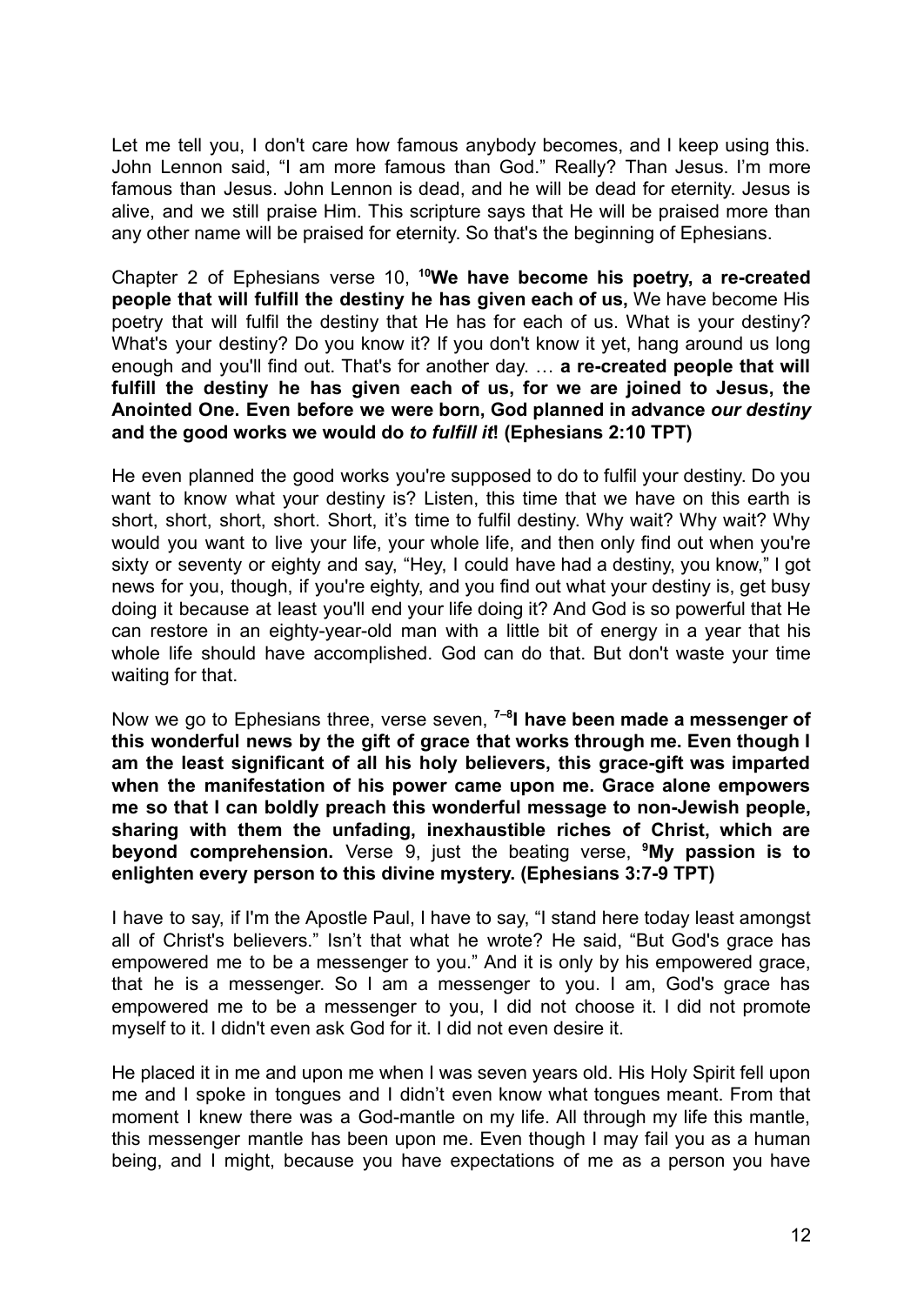Let me tell you, I don't care how famous anybody becomes, and I keep using this. John Lennon said, "I am more famous than God." Really? Than Jesus. I'm more famous than Jesus. John Lennon is dead, and he will be dead for eternity. Jesus is alive, and we still praise Him. This scripture says that He will be praised more than any other name will be praised for eternity. So that's the beginning of Ephesians.

Chapter 2 of Ephesians verse 10, [10]**We have become his poetry, a re-created people that will fulfill the destiny he has given each of us,** We have become His poetry that will fulfil the destiny that He has for each of us. What is your destiny? What's your destiny? Do you know it? If you don't know it yet, hang around us long enough and you'll find out. That's for another day. … **a re-created people that will fulfill the destiny he has given each of us, for we are joined to Jesus, the Anointed One. Even before we were born, God planned in advance *our destiny* and the good works we would do *to fulfill it*! (Ephesians 2:10 TPT)**

He even planned the good works you're supposed to do to fulfil your destiny. Do you want to know what your destiny is? Listen, this time that we have on this earth is short, short, short, short. Short, it's time to fulfil destiny. Why wait? Why wait? Why would you want to live your life, your whole life, and then only find out when you're sixty or seventy or eighty and say, "Hey, I could have had a destiny, you know," I got news for you, though, if you're eighty, and you find out what your destiny is, get busy doing it because at least you'll end your life doing it? And God is so powerful that He can restore in an eighty-year-old man with a little bit of energy in a year that his whole life should have accomplished. God can do that. But don't waste your time waiting for that.

Now we go to Ephesians three, verse seven, [7–8]**I have been made a messenger of this wonderful news by the gift of grace that works through me. Even though I am the least significant of all his holy believers, this grace-gift was imparted when the manifestation of his power came upon me. Grace alone empowers me so that I can boldly preach this wonderful message to non-Jewish people, sharing with them the unfading, inexhaustible riches of Christ, which are beyond comprehension.** Verse 9, just the beating verse, [9]**My passion is to enlighten every person to this divine mystery. (Ephesians 3:7-9 TPT)**

I have to say, if I'm the Apostle Paul, I have to say, "I stand here today least amongst all of Christ's believers." Isn't that what he wrote? He said, "But God's grace has empowered me to be a messenger to you." And it is only by his empowered grace, that he is a messenger. So I am a messenger to you. I am, God's grace has empowered me to be a messenger to you, I did not choose it. I did not promote myself to it. I didn't even ask God for it. I did not even desire it.

He placed it in me and upon me when I was seven years old. His Holy Spirit fell upon me and I spoke in tongues and I didn't even know what tongues meant. From that moment I knew there was a God-mantle on my life. All through my life this mantle, this messenger mantle has been upon me. Even though I may fail you as a human being, and I might, because you have expectations of me as a person you have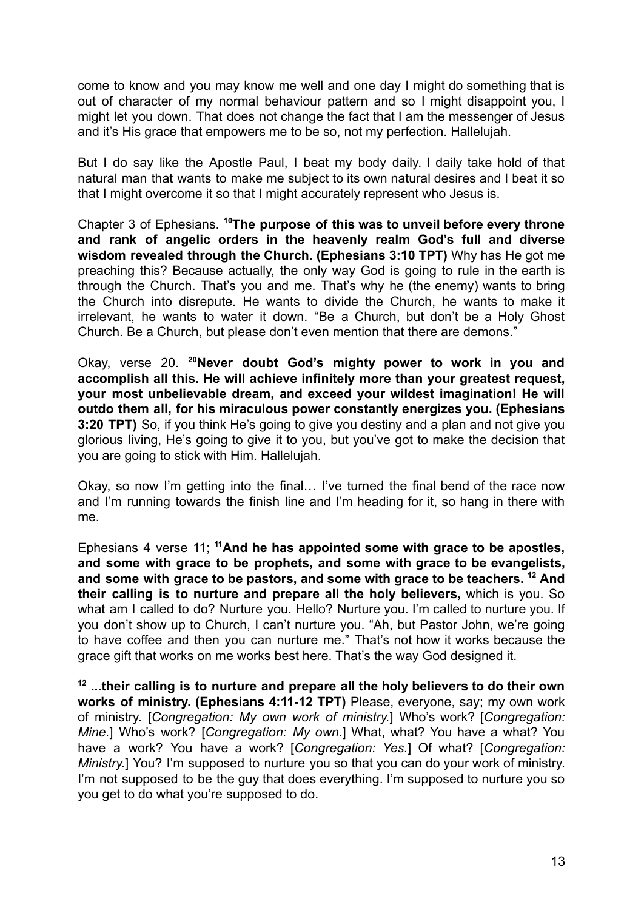come to know and you may know me well and one day I might do something that is out of character of my normal behaviour pattern and so I might disappoint you, I might let you down. That does not change the fact that I am the messenger of Jesus and it's His grace that empowers me to be so, not my perfection. Hallelujah.

But I do say like the Apostle Paul, I beat my body daily. I daily take hold of that natural man that wants to make me subject to its own natural desires and I beat it so that I might overcome it so that I might accurately represent who Jesus is.

Chapter 3 of Ephesians. **[10]The purpose of this was to unveil before every throne and rank of angelic orders in the heavenly realm God's full and diverse wisdom revealed through the Church. (Ephesians 3:10 TPT)** Why has He got me preaching this? Because actually, the only way God is going to rule in the earth is through the Church. That's you and me. That's why he (the enemy) wants to bring the Church into disrepute. He wants to divide the Church, he wants to make it irrelevant, he wants to water it down. "Be a Church, but don't be a Holy Ghost Church. Be a Church, but please don't even mention that there are demons."

Okay, verse 20. **[20]Never doubt God's mighty power to work in you and accomplish all this. He will achieve infinitely more than your greatest request, your most unbelievable dream, and exceed your wildest imagination! He will outdo them all, for his miraculous power constantly energizes you. (Ephesians 3:20 TPT)** So, if you think He's going to give you destiny and a plan and not give you glorious living, He's going to give it to you, but you've got to make the decision that you are going to stick with Him. Hallelujah.

Okay, so now I'm getting into the final… I've turned the final bend of the race now and I'm running towards the finish line and I'm heading for it, so hang in there with me.

Ephesians 4 verse 11; **[11]And he has appointed some with grace to be apostles, and some with grace to be prophets, and some with grace to be evangelists, and some with grace to be pastors, and some with grace to be teachers. [12] And their calling is to nurture and prepare all the holy believers,** which is you. So what am I called to do? Nurture you. Hello? Nurture you. I'm called to nurture you. If you don't show up to Church, I can't nurture you. "Ah, but Pastor John, we're going to have coffee and then you can nurture me." That's not how it works because the grace gift that works on me works best here. That's the way God designed it.

**[12] ...their calling is to nurture and prepare all the holy believers to do their own works of ministry. (Ephesians 4:11-12 TPT)** Please, everyone, say; my own work of ministry. [*Congregation: My own work of ministry.*] Who's work? [*Congregation: Mine.*] Who's work? [*Congregation: My own.*] What, what? You have a what? You have a work? You have a work? [*Congregation: Yes.*] Of what? [*Congregation: Ministry.*] You? I'm supposed to nurture you so that you can do your work of ministry. I'm not supposed to be the guy that does everything. I'm supposed to nurture you so you get to do what you're supposed to do.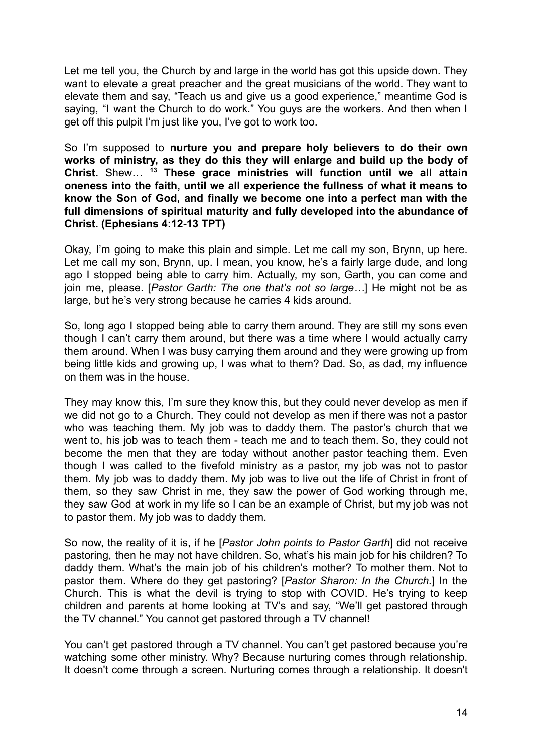Let me tell you, the Church by and large in the world has got this upside down. They want to elevate a great preacher and the great musicians of the world. They want to elevate them and say, "Teach us and give us a good experience," meantime God is saying, "I want the Church to do work." You guys are the workers. And then when I get off this pulpit I'm just like you, I've got to work too.

So I'm supposed to **nurture you and prepare holy believers to do their own works of ministry, as they do this they will enlarge and build up the body of Christ.** Shew… [13] **These grace ministries will function until we all attain oneness into the faith, until we all experience the fullness of what it means to know the Son of God, and finally we become one into a perfect man with the full dimensions of spiritual maturity and fully developed into the abundance of Christ. (Ephesians 4:12-13 TPT)**

Okay, I'm going to make this plain and simple. Let me call my son, Brynn, up here. Let me call my son, Brynn, up. I mean, you know, he's a fairly large dude, and long ago I stopped being able to carry him. Actually, my son, Garth, you can come and join me, please. [*Pastor Garth: The one that's not so large…*] He might not be as large, but he's very strong because he carries 4 kids around.

So, long ago I stopped being able to carry them around. They are still my sons even though I can't carry them around, but there was a time where I would actually carry them around. When I was busy carrying them around and they were growing up from being little kids and growing up, I was what to them? Dad. So, as dad, my influence on them was in the house.

They may know this, I'm sure they know this, but they could never develop as men if we did not go to a Church. They could not develop as men if there was not a pastor who was teaching them. My job was to daddy them. The pastor's church that we went to, his job was to teach them - teach me and to teach them. So, they could not become the men that they are today without another pastor teaching them. Even though I was called to the fivefold ministry as a pastor, my job was not to pastor them. My job was to daddy them. My job was to live out the life of Christ in front of them, so they saw Christ in me, they saw the power of God working through me, they saw God at work in my life so I can be an example of Christ, but my job was not to pastor them. My job was to daddy them.

So now, the reality of it is, if he [*Pastor John points to Pastor Garth*] did not receive pastoring, then he may not have children. So, what's his main job for his children? To daddy them. What's the main job of his children's mother? To mother them. Not to pastor them. Where do they get pastoring? [*Pastor Sharon: In the Church.*] In the Church. This is what the devil is trying to stop with COVID. He's trying to keep children and parents at home looking at TV's and say, "We'll get pastored through the TV channel." You cannot get pastored through a TV channel!

You can't get pastored through a TV channel. You can't get pastored because you're watching some other ministry. Why? Because nurturing comes through relationship. It doesn't come through a screen. Nurturing comes through a relationship. It doesn't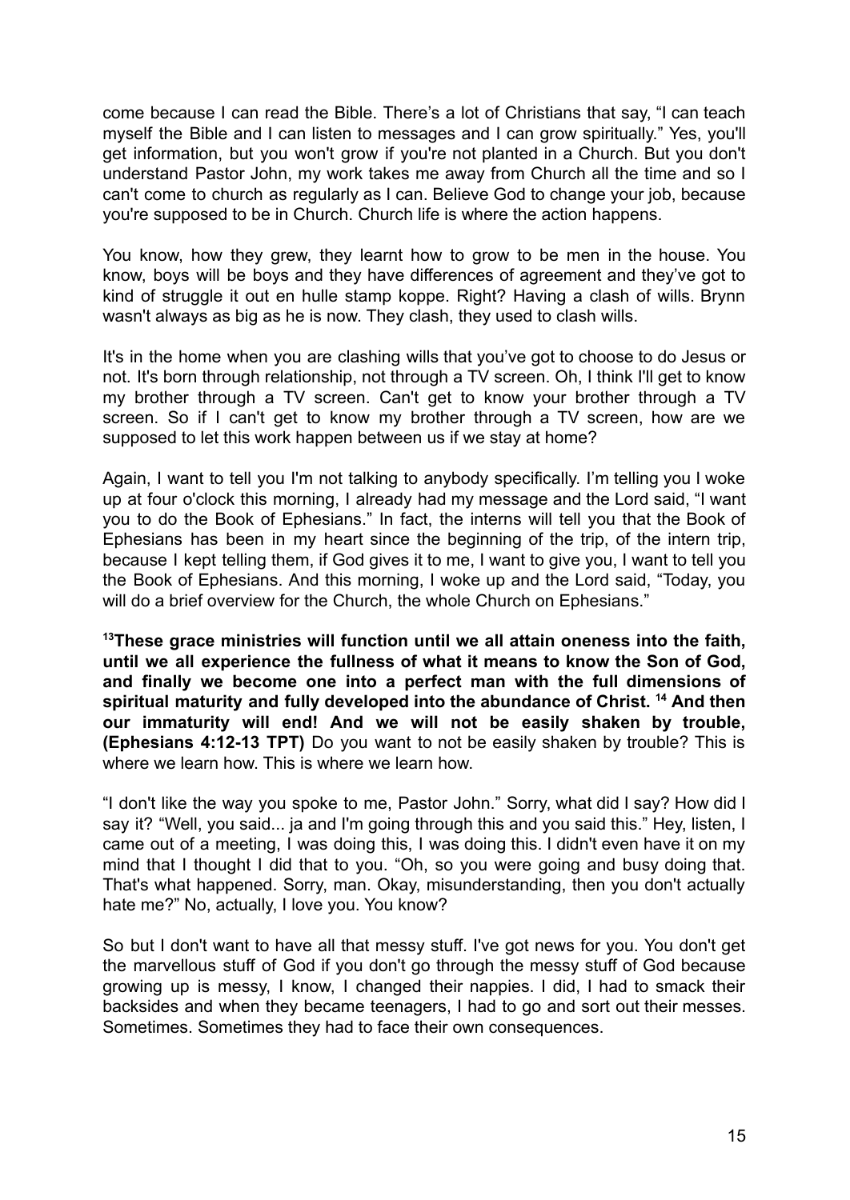come because I can read the Bible. There's a lot of Christians that say, "I can teach myself the Bible and I can listen to messages and I can grow spiritually." Yes, you'll get information, but you won't grow if you're not planted in a Church. But you don't understand Pastor John, my work takes me away from Church all the time and so I can't come to church as regularly as I can. Believe God to change your job, because you're supposed to be in Church. Church life is where the action happens.

You know, how they grew, they learnt how to grow to be men in the house. You know, boys will be boys and they have differences of agreement and they've got to kind of struggle it out en hulle stamp koppe. Right? Having a clash of wills. Brynn wasn't always as big as he is now. They clash, they used to clash wills.

It's in the home when you are clashing wills that you've got to choose to do Jesus or not. It's born through relationship, not through a TV screen. Oh, I think I'll get to know my brother through a TV screen. Can't get to know your brother through a TV screen. So if I can't get to know my brother through a TV screen, how are we supposed to let this work happen between us if we stay at home?

Again, I want to tell you I'm not talking to anybody specifically. I'm telling you I woke up at four o'clock this morning, I already had my message and the Lord said, "I want you to do the Book of Ephesians." In fact, the interns will tell you that the Book of Ephesians has been in my heart since the beginning of the trip, of the intern trip, because I kept telling them, if God gives it to me, I want to give you, I want to tell you the Book of Ephesians. And this morning, I woke up and the Lord said, "Today, you will do a brief overview for the Church, the whole Church on Ephesians."

**[13]These grace ministries will function until we all attain oneness into the faith, until we all experience the fullness of what it means to know the Son of God, and finally we become one into a perfect man with the full dimensions of spiritual maturity and fully developed into the abundance of Christ. [14] And then our immaturity will end! And we will not be easily shaken by trouble, (Ephesians 4:12-13 TPT)** Do you want to not be easily shaken by trouble? This is where we learn how. This is where we learn how.

"I don't like the way you spoke to me, Pastor John." Sorry, what did I say? How did I say it? "Well, you said... ja and I'm going through this and you said this." Hey, listen, I came out of a meeting, I was doing this, I was doing this. I didn't even have it on my mind that I thought I did that to you. "Oh, so you were going and busy doing that. That's what happened. Sorry, man. Okay, misunderstanding, then you don't actually hate me?" No, actually, I love you. You know?

So but I don't want to have all that messy stuff. I've got news for you. You don't get the marvellous stuff of God if you don't go through the messy stuff of God because growing up is messy, I know, I changed their nappies. I did, I had to smack their backsides and when they became teenagers, I had to go and sort out their messes. Sometimes. Sometimes they had to face their own consequences.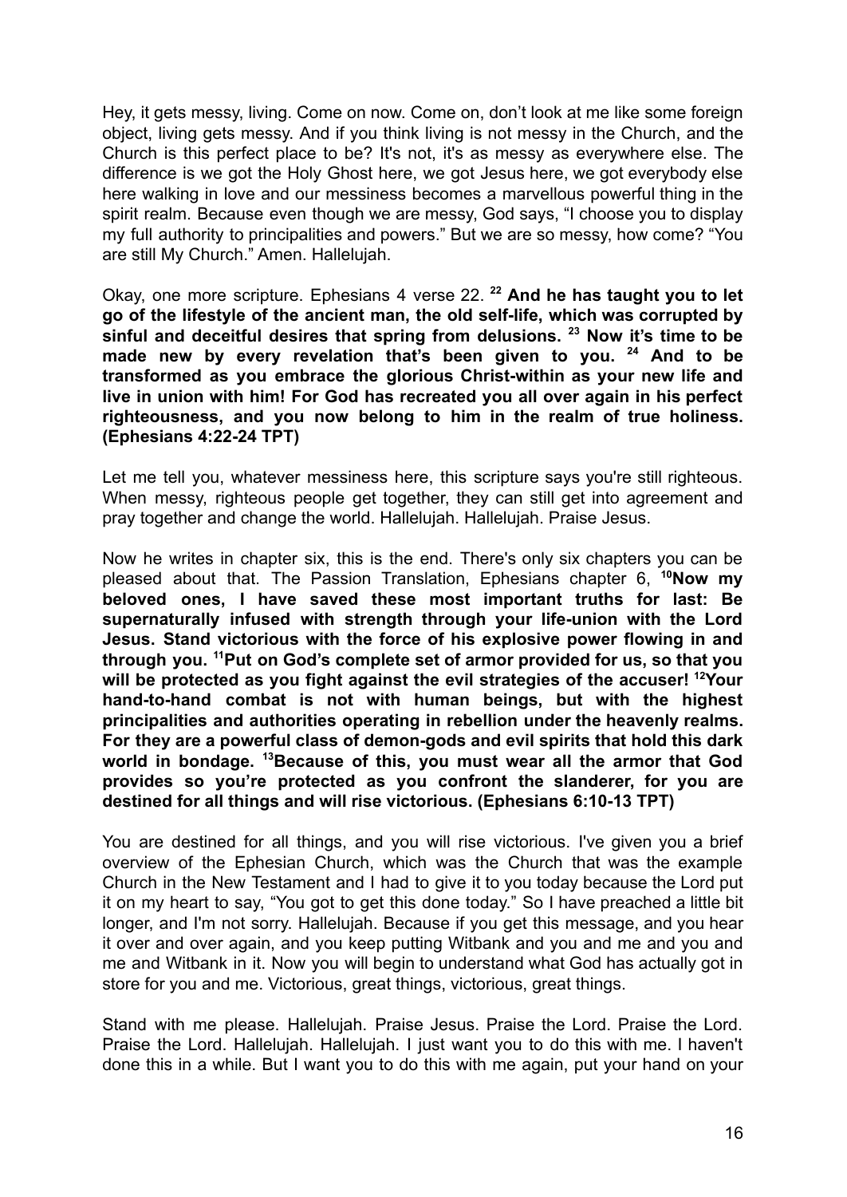Hey, it gets messy, living. Come on now. Come on, don't look at me like some foreign object, living gets messy. And if you think living is not messy in the Church, and the Church is this perfect place to be? It's not, it's as messy as everywhere else. The difference is we got the Holy Ghost here, we got Jesus here, we got everybody else here walking in love and our messiness becomes a marvellous powerful thing in the spirit realm. Because even though we are messy, God says, "I choose you to display my full authority to principalities and powers." But we are so messy, how come? "You are still My Church." Amen. Hallelujah.

Okay, one more scripture. Ephesians 4 verse 22. **22 And he has taught you to let go of the lifestyle of the ancient man, the old self-life, which was corrupted by sinful and deceitful desires that spring from delusions. 23 Now it's time to be made new by every revelation that's been given to you. 24 And to be transformed as you embrace the glorious Christ-within as your new life and live in union with him! For God has recreated you all over again in his perfect righteousness, and you now belong to him in the realm of true holiness. (Ephesians 4:22-24 TPT)**

Let me tell you, whatever messiness here, this scripture says you're still righteous. When messy, righteous people get together, they can still get into agreement and pray together and change the world. Hallelujah. Hallelujah. Praise Jesus.

Now he writes in chapter six, this is the end. There's only six chapters you can be pleased about that. The Passion Translation, Ephesians chapter 6, **10Now my beloved ones, I have saved these most important truths for last: Be supernaturally infused with strength through your life-union with the Lord Jesus. Stand victorious with the force of his explosive power flowing in and through you. 11Put on God's complete set of armor provided for us, so that you will be protected as you fight against the evil strategies of the accuser! 12Your hand-to-hand combat is not with human beings, but with the highest principalities and authorities operating in rebellion under the heavenly realms. For they are a powerful class of demon-gods and evil spirits that hold this dark world in bondage. 13Because of this, you must wear all the armor that God provides so you're protected as you confront the slanderer, for you are destined for all things and will rise victorious. (Ephesians 6:10-13 TPT)**

You are destined for all things, and you will rise victorious. I've given you a brief overview of the Ephesian Church, which was the Church that was the example Church in the New Testament and I had to give it to you today because the Lord put it on my heart to say, "You got to get this done today." So I have preached a little bit longer, and I'm not sorry. Hallelujah. Because if you get this message, and you hear it over and over again, and you keep putting Witbank and you and me and you and me and Witbank in it. Now you will begin to understand what God has actually got in store for you and me. Victorious, great things, victorious, great things.

Stand with me please. Hallelujah. Praise Jesus. Praise the Lord. Praise the Lord. Praise the Lord. Hallelujah. Hallelujah. I just want you to do this with me. I haven't done this in a while. But I want you to do this with me again, put your hand on your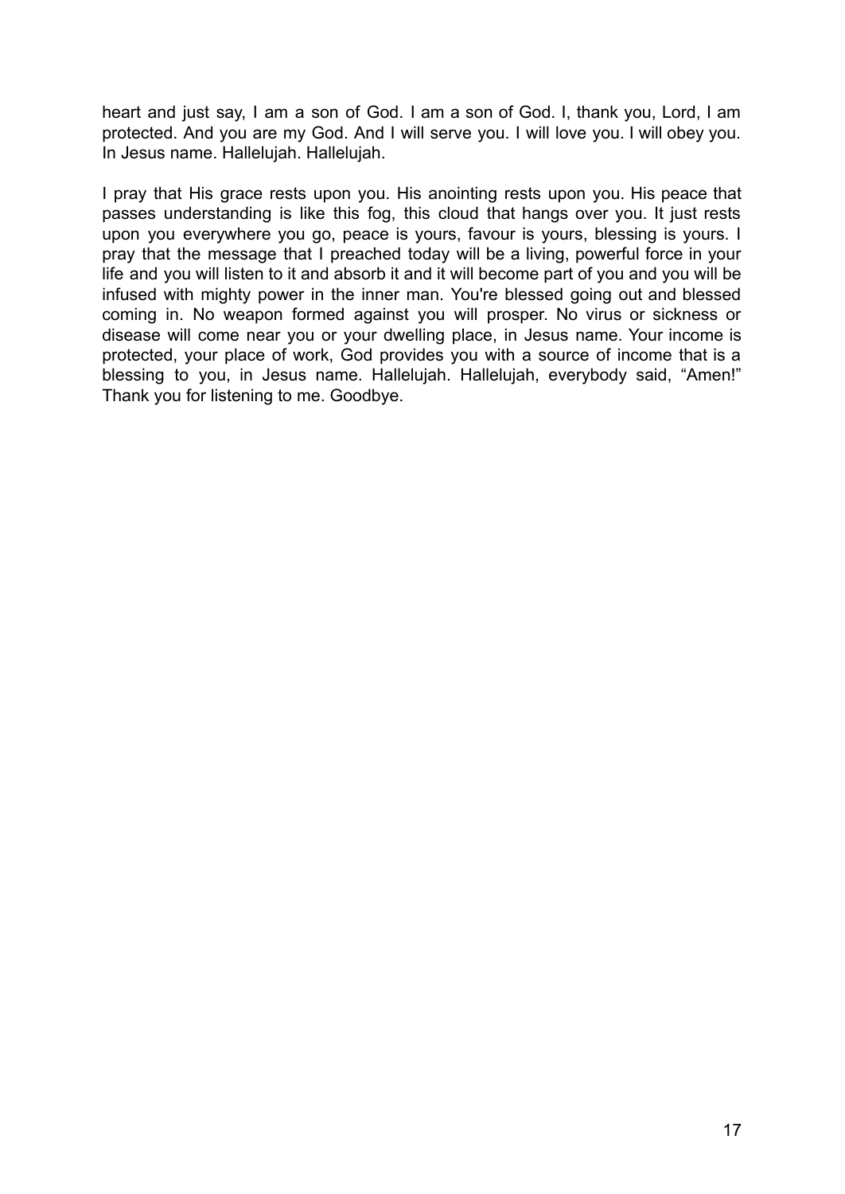heart and just say, I am a son of God. I am a son of God. I, thank you, Lord, I am protected. And you are my God. And I will serve you. I will love you. I will obey you. In Jesus name. Hallelujah. Hallelujah.

I pray that His grace rests upon you. His anointing rests upon you. His peace that passes understanding is like this fog, this cloud that hangs over you. It just rests upon you everywhere you go, peace is yours, favour is yours, blessing is yours. I pray that the message that I preached today will be a living, powerful force in your life and you will listen to it and absorb it and it will become part of you and you will be infused with mighty power in the inner man. You're blessed going out and blessed coming in. No weapon formed against you will prosper. No virus or sickness or disease will come near you or your dwelling place, in Jesus name. Your income is protected, your place of work, God provides you with a source of income that is a blessing to you, in Jesus name. Hallelujah. Hallelujah, everybody said, “Amen!” Thank you for listening to me. Goodbye.